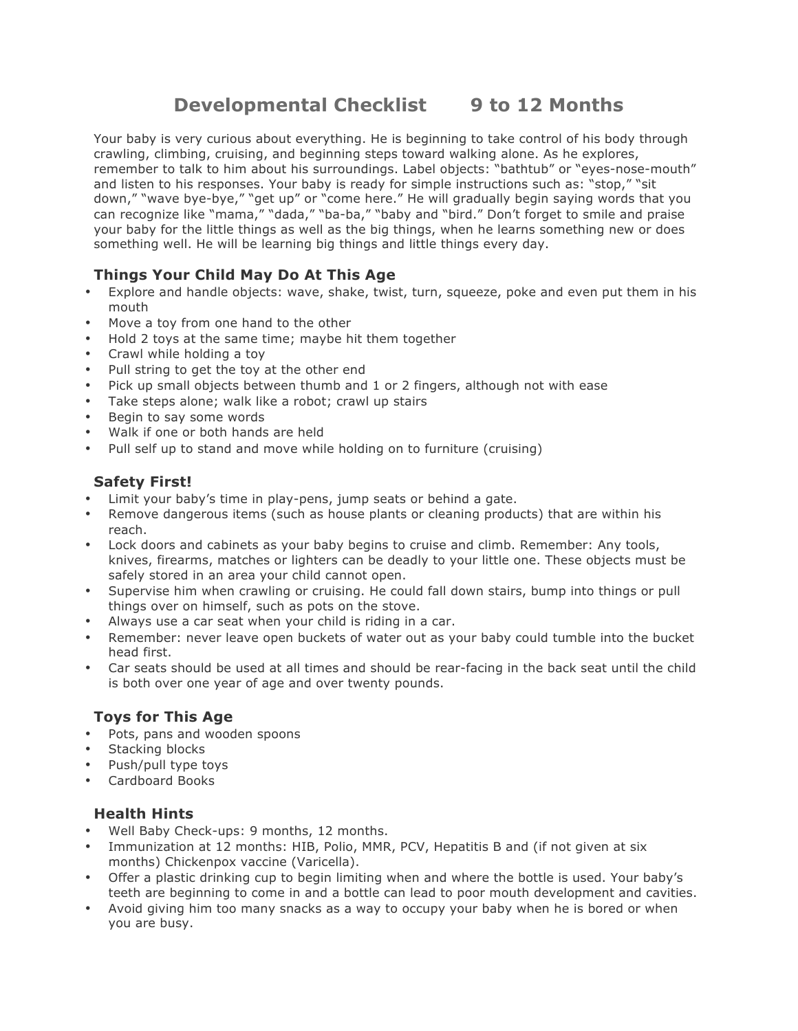# Developmental Checklist 9 to 12 Months

Your baby is very curious about everything. He is beginning to take control of his body through crawling, climbing, cruising, and beginning steps toward walking alone. As he explores, remember to talk to him about his surroundings. Label objects: "bathtub" or "eyes-nose-mouth" and listen to his responses. Your baby is ready for simple instructions such as: "stop," "sit down," "wave bye-bye," "get up" or "come here." He will gradually begin saying words that you can recognize like "mama," "dada," "ba-ba," "baby and "bird." Don't forget to smile and praise your baby for the little things as well as the big things, when he learns something new or does something well. He will be learning big things and little things every day.

## Things Your Child May Do At This Age

- Explore and handle objects: wave, shake, twist, turn, squeeze, poke and even put them in his mouth
- Move a toy from one hand to the other
- Hold 2 toys at the same time; maybe hit them together
- Crawl while holding a toy
- Pull string to get the toy at the other end
- Pick up small objects between thumb and 1 or 2 fingers, although not with ease
- Take steps alone; walk like a robot; crawl up stairs
- Begin to say some words
- Walk if one or both hands are held
- Pull self up to stand and move while holding on to furniture (cruising)

## Safety First!

- Limit your baby's time in play-pens, jump seats or behind a gate.
- Remove dangerous items (such as house plants or cleaning products) that are within his reach.
- Lock doors and cabinets as your baby begins to cruise and climb. Remember: Any tools, knives, firearms, matches or lighters can be deadly to your little one. These objects must be safely stored in an area your child cannot open.
- Supervise him when crawling or cruising. He could fall down stairs, bump into things or pull things over on himself, such as pots on the stove.
- Always use a car seat when your child is riding in a car.
- Remember: never leave open buckets of water out as your baby could tumble into the bucket head first.
- Car seats should be used at all times and should be rear-facing in the back seat until the child is both over one year of age and over twenty pounds.

## Toys for This Age

- Pots, pans and wooden spoons
- Stacking blocks
- Push/pull type toys
- Cardboard Books

## Health Hints

- Well Baby Check-ups: 9 months, 12 months.
- Immunization at 12 months: HIB, Polio, MMR, PCV, Hepatitis B and (if not given at six months) Chickenpox vaccine (Varicella).
- Offer a plastic drinking cup to begin limiting when and where the bottle is used. Your baby's teeth are beginning to come in and a bottle can lead to poor mouth development and cavities.
- Avoid giving him too many snacks as a way to occupy your baby when he is bored or when you are busy.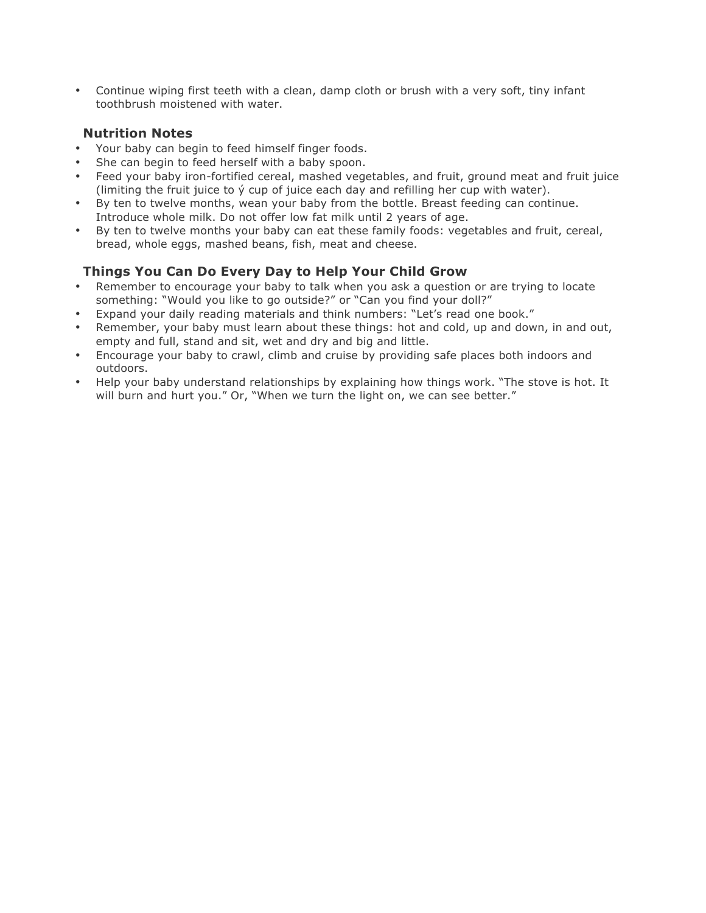- Continue wiping first teeth with a clean, damp cloth or brush with a very soft, tiny infant toothbrush moistened with water.

## Nutrition Notes

- Your baby can begin to feed himself finger foods.
- She can begin to feed herself with a baby spoon.
- Feed your baby iron-fortified cereal, mashed vegetables, and fruit, ground meat and fruit juice (limiting the fruit juice to ý cup of juice each day and refilling her cup with water).
- By ten to twelve months, wean your baby from the bottle. Breast feeding can continue. Introduce whole milk. Do not offer low fat milk until 2 years of age.
- By ten to twelve months your baby can eat these family foods: vegetables and fruit, cereal, bread, whole eggs, mashed beans, fish, meat and cheese.

## Things You Can Do Every Day to Help Your Child Grow

- Remember to encourage your baby to talk when you ask a question or are trying to locate something: "Would you like to go outside?" or "Can you find your doll?"
- Expand your daily reading materials and think numbers: "Let's read one book."
- Remember, your baby must learn about these things: hot and cold, up and down, in and out, empty and full, stand and sit, wet and dry and big and little.
- Encourage your baby to crawl, climb and cruise by providing safe places both indoors and outdoors.
- Help your baby understand relationships by explaining how things work. "The stove is hot. It will burn and hurt you." Or, "When we turn the light on, we can see better."